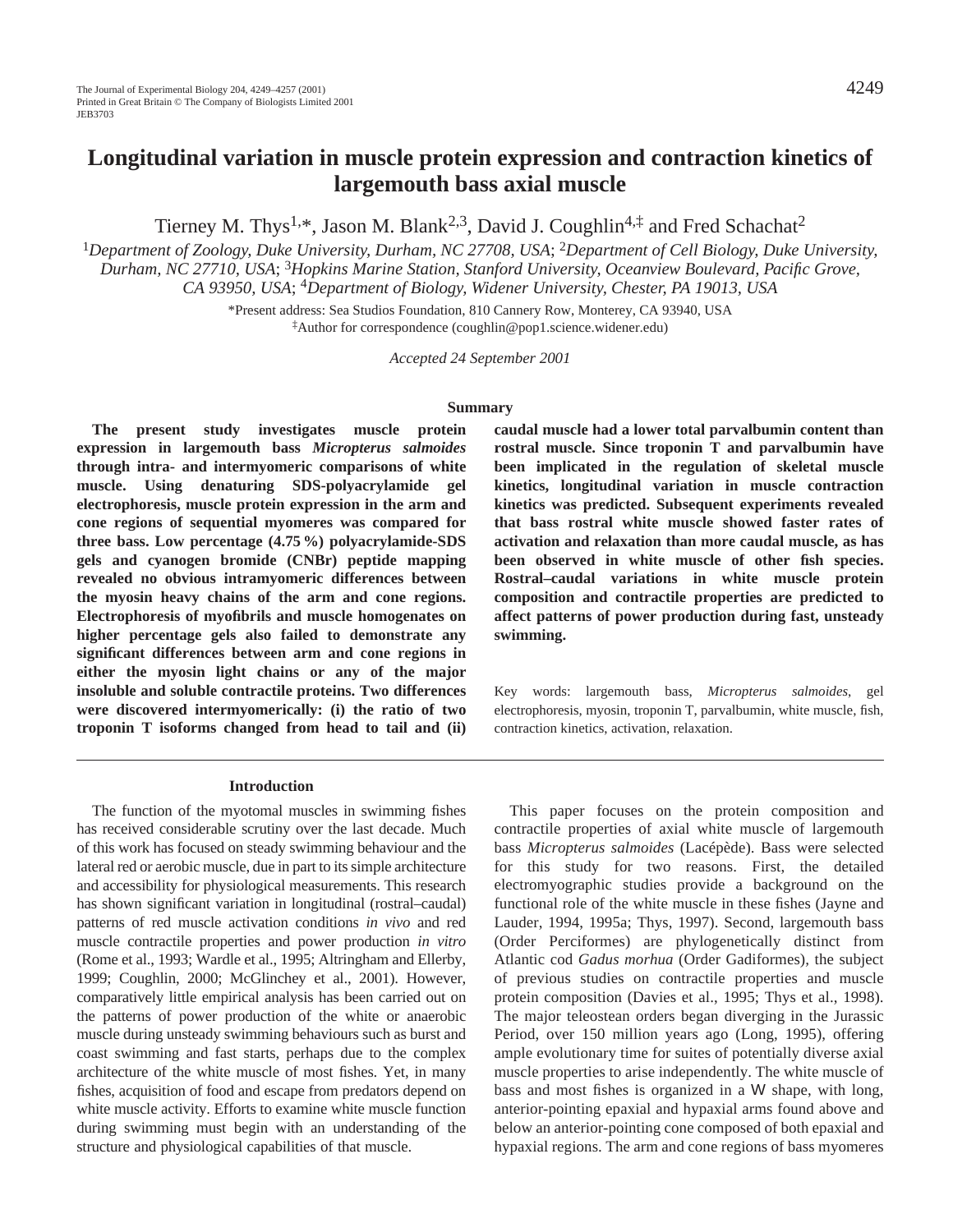# Longitudinal variation in muscle protein expression and contraction kinetics of largemouth bass axial muscle

Tierney M. Thys[1,*], Jason M. Blank[2,3], David J. Coughlin[4,‡] and Fred Schachat[2]

[1]*Department of Zoology, Duke University, Durham, NC 27708, USA*; [2]*Department of Cell Biology, Duke University, Durham, NC 27710, USA*; [3]*Hopkins Marine Station, Stanford University, Oceanview Boulevard, Pacific Grove, CA 93950, USA*; [4]*Department of Biology, Widener University, Chester, PA 19013, USA*

*Present address: Sea Studios Foundation, 810 Cannery Row, Monterey, CA 93940, USA

‡Author for correspondence (coughlin@pop1.science.widener.edu)

*Accepted 24 September 2001*

## Summary

**The present study investigates muscle protein expression in largemouth bass *Micropterus salmoides* through intra- and intermyomeric comparisons of white muscle. Using denaturing SDS-polyacrylamide gel electrophoresis, muscle protein expression in the arm and cone regions of sequential myomeres was compared for three bass. Low percentage (4.75 %) polyacrylamide-SDS gels and cyanogen bromide (CNBr) peptide mapping revealed no obvious intramyomeric differences between the myosin heavy chains of the arm and cone regions. Electrophoresis of myofibrils and muscle homogenates on higher percentage gels also failed to demonstrate any significant differences between arm and cone regions in either the myosin light chains or any of the major insoluble and soluble contractile proteins. Two differences were discovered intermyomerically: (i) the ratio of two troponin T isoforms changed from head to tail and (ii) caudal muscle had a lower total parvalbumin content than rostral muscle. Since troponin T and parvalbumin have been implicated in the regulation of skeletal muscle kinetics, longitudinal variation in muscle contraction kinetics was predicted. Subsequent experiments revealed that bass rostral white muscle showed faster rates of activation and relaxation than more caudal muscle, as has been observed in white muscle of other fish species. Rostral–caudal variations in white muscle protein composition and contractile properties are predicted to affect patterns of power production during fast, unsteady swimming.**

Key words: largemouth bass, *Micropterus salmoides*, gel electrophoresis, myosin, troponin T, parvalbumin, white muscle, fish, contraction kinetics, activation, relaxation.

## Introduction

The function of the myotomal muscles in swimming fishes has received considerable scrutiny over the last decade. Much of this work has focused on steady swimming behaviour and the lateral red or aerobic muscle, due in part to its simple architecture and accessibility for physiological measurements. This research has shown significant variation in longitudinal (rostral–caudal) patterns of red muscle activation conditions *in vivo* and red muscle contractile properties and power production *in vitro* (Rome et al., 1993; Wardle et al., 1995; Altringham and Ellerby, 1999; Coughlin, 2000; McGlinchey et al., 2001). However, comparatively little empirical analysis has been carried out on the patterns of power production of the white or anaerobic muscle during unsteady swimming behaviours such as burst and coast swimming and fast starts, perhaps due to the complex architecture of the white muscle of most fishes. Yet, in many fishes, acquisition of food and escape from predators depend on white muscle activity. Efforts to examine white muscle function during swimming must begin with an understanding of the structure and physiological capabilities of that muscle.

This paper focuses on the protein composition and contractile properties of axial white muscle of largemouth bass *Micropterus salmoides* (Lacépède). Bass were selected for this study for two reasons. First, the detailed electromyographic studies provide a background on the functional role of the white muscle in these fishes (Jayne and Lauder, 1994, 1995a; Thys, 1997). Second, largemouth bass (Order Perciformes) are phylogenetically distinct from Atlantic cod *Gadus morhua* (Order Gadiformes), the subject of previous studies on contractile properties and muscle protein composition (Davies et al., 1995; Thys et al., 1998). The major teleostean orders began diverging in the Jurassic Period, over 150 million years ago (Long, 1995), offering ample evolutionary time for suites of potentially diverse axial muscle properties to arise independently. The white muscle of bass and most fishes is organized in a W shape, with long, anterior-pointing epaxial and hypaxial arms found above and below an anterior-pointing cone composed of both epaxial and hypaxial regions. The arm and cone regions of bass myomeres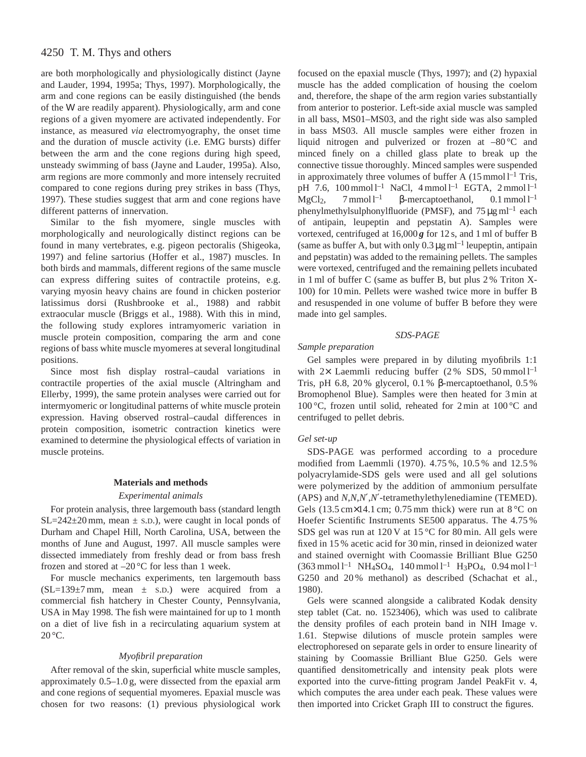are both morphologically and physiologically distinct (Jayne and Lauder, 1994, 1995a; Thys, 1997). Morphologically, the arm and cone regions can be easily distinguished (the bends of the W are readily apparent). Physiologically, arm and cone regions of a given myomere are activated independently. For instance, as measured *via* electromyography, the onset time and the duration of muscle activity (i.e. EMG bursts) differ between the arm and the cone regions during high speed, unsteady swimming of bass (Jayne and Lauder, 1995a). Also, arm regions are more commonly and more intensely recruited compared to cone regions during prey strikes in bass (Thys, 1997). These studies suggest that arm and cone regions have different patterns of innervation.

Similar to the fish myomere, single muscles with morphologically and neurologically distinct regions can be found in many vertebrates, e.g. pigeon pectoralis (Shigeoka, 1997) and feline sartorius (Hoffer et al., 1987) muscles. In both birds and mammals, different regions of the same muscle can express differing suites of contractile proteins, e.g. varying myosin heavy chains are found in chicken posterior latissimus dorsi (Rushbrooke et al., 1988) and rabbit extraocular muscle (Briggs et al., 1988). With this in mind, the following study explores intramyomeric variation in muscle protein composition, comparing the arm and cone regions of bass white muscle myomeres at several longitudinal positions.

Since most fish display rostral–caudal variations in contractile properties of the axial muscle (Altringham and Ellerby, 1999), the same protein analyses were carried out for intermyomeric or longitudinal patterns of white muscle protein expression. Having observed rostral–caudal differences in protein composition, isometric contraction kinetics were examined to determine the physiological effects of variation in muscle proteins.

## Materials and methods

### *Experimental animals*

For protein analysis, three largemouth bass (standard length SL=242±20 mm, mean ± S.D.), were caught in local ponds of Durham and Chapel Hill, North Carolina, USA, between the months of June and August, 1997. All muscle samples were dissected immediately from freshly dead or from bass fresh frozen and stored at –20 °C for less than 1 week.

For muscle mechanics experiments, ten largemouth bass (SL=139±7 mm, mean ± S.D.) were acquired from a commercial fish hatchery in Chester County, Pennsylvania, USA in May 1998. The fish were maintained for up to 1 month on a diet of live fish in a recirculating aquarium system at 20 °C.

### *Myofibril preparation*

After removal of the skin, superficial white muscle samples, approximately 0.5–1.0 g, were dissected from the epaxial arm and cone regions of sequential myomeres. Epaxial muscle was chosen for two reasons: (1) previous physiological work focused on the epaxial muscle (Thys, 1997); and (2) hypaxial muscle has the added complication of housing the coelom and, therefore, the shape of the arm region varies substantially from anterior to posterior. Left-side axial muscle was sampled in all bass, MS01–MS03, and the right side was also sampled in bass MS03. All muscle samples were either frozen in liquid nitrogen and pulverized or frozen at –80 °C and minced finely on a chilled glass plate to break up the connective tissue thoroughly. Minced samples were suspended in approximately three volumes of buffer A (15 mmol l$^{-1}$ Tris, pH 7.6, 100 mmol l$^{-1}$ NaCl, 4 mmol l$^{-1}$ EGTA, 2 mmol l$^{-1}$ $MgCl_2$, 7 mmol l$^{-1}$ β-mercaptoethanol, 0.1 mmol l$^{-1}$ phenylmethylsulphonylfluoride (PMSF), and 75 μg ml$^{-1}$ each of antipain, leupeptin and pepstatin A). Samples were vortexed, centrifuged at 16,000 ***g*** for 12 s, and 1 ml of buffer B (same as buffer A, but with only 0.3 μg ml$^{-1}$ leupeptin, antipain and pepstatin) was added to the remaining pellets. The samples were vortexed, centrifuged and the remaining pellets incubated in 1 ml of buffer C (same as buffer B, but plus 2 % Triton X-100) for 10 min. Pellets were washed twice more in buffer B and resuspended in one volume of buffer B before they were made into gel samples.

### *SDS-PAGE*

#### *Sample preparation*

Gel samples were prepared in by diluting myofibrils 1:1 with 2× Laemmli reducing buffer (2 % SDS, 50 mmol l$^{-1}$ Tris, pH 6.8, 20 % glycerol, 0.1 % β-mercaptoethanol, 0.5 % Bromophenol Blue). Samples were then heated for 3 min at 100 °C, frozen until solid, reheated for 2 min at 100 °C and centrifuged to pellet debris.

#### *Gel set-up*

SDS-PAGE was performed according to a procedure modified from Laemmli (1970). 4.75 %, 10.5 % and 12.5 % polyacrylamide-SDS gels were used and all gel solutions were polymerized by the addition of ammonium persulfate (APS) and *N*,*N*,*N*′,*N*′-tetramethylethylenediamine (TEMED). Gels (13.5 cm×14.1 cm; 0.75 mm thick) were run at 8 °C on Hoefer Scientific Instruments SE500 apparatus. The 4.75 % SDS gel was run at 120 V at 15 °C for 80 min. All gels were fixed in 15 % acetic acid for 30 min, rinsed in deionized water and stained overnight with Coomassie Brilliant Blue G250 (363 mmol l$^{-1}$ $NH_4SO_4$, 140 mmol l$^{-1}$ $H_3PO_4$, 0.94 mol l$^{-1}$ G250 and 20 % methanol) as described (Schachat et al., 1980).

Gels were scanned alongside a calibrated Kodak density step tablet (Cat. no. 1523406), which was used to calibrate the density profiles of each protein band in NIH Image v. 1.61. Stepwise dilutions of muscle protein samples were electrophoresed on separate gels in order to ensure linearity of staining by Coomassie Brilliant Blue G250. Gels were quantified densitometrically and intensity peak plots were exported into the curve-fitting program Jandel PeakFit v. 4, which computes the area under each peak. These values were then imported into Cricket Graph III to construct the figures.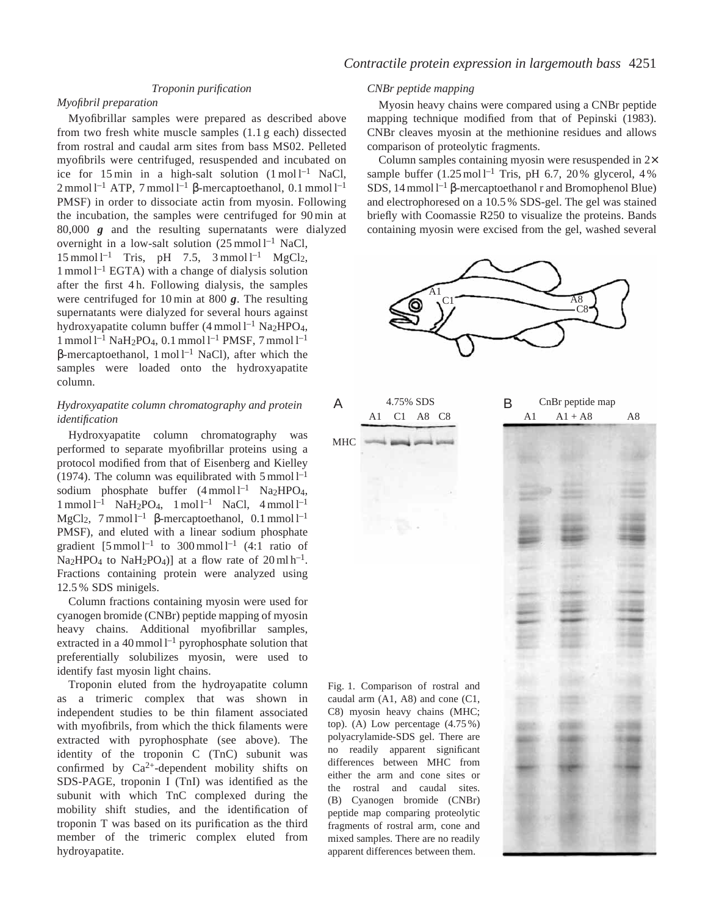### Troponin purification

#### Myofibril preparation

Myofibrillar samples were prepared as described above from two fresh white muscle samples (1.1 g each) dissected from rostral and caudal arm sites from bass MS02. Pelleted myofibrils were centrifuged, resuspended and incubated on ice for 15 min in a high-salt solution ($1\,\mathrm{mol\,l^{-1}}$ NaCl, $2\,\mathrm{mmol\,l^{-1}}$ ATP, $7\,\mathrm{mmol\,l^{-1}}$ β-mercaptoethanol, $0.1\,\mathrm{mmol\,l^{-1}}$ PMSF) in order to dissociate actin from myosin. Following the incubation, the samples were centrifuged for 90 min at 80,000 ***g*** and the resulting supernatants were dialyzed overnight in a low-salt solution ($25\,\mathrm{mmol\,l^{-1}}$ NaCl, $15\,\mathrm{mmol\,l^{-1}}$ Tris, pH 7.5, $3\,\mathrm{mmol\,l^{-1}}$ $MgCl_2$, $1\,\mathrm{mmol\,l^{-1}}$ EGTA) with a change of dialysis solution after the first 4 h. Following dialysis, the samples were centrifuged for 10 min at 800 ***g***. The resulting supernatants were dialyzed for several hours against hydroxyapatite column buffer ($4\,\mathrm{mmol\,l^{-1}}$ $Na_2HPO_4$, $1\,\mathrm{mmol\,l^{-1}}$ $NaH_2PO_4$, $0.1\,\mathrm{mmol\,l^{-1}}$ PMSF, $7\,\mathrm{mmol\,l^{-1}}$ β-mercaptoethanol, $1\,\mathrm{mol\,l^{-1}}$ NaCl), after which the samples were loaded onto the hydroxyapatite column.

#### Hydroxyapatite column chromatography and protein identification

Hydroxyapatite column chromatography was performed to separate myofibrillar proteins using a protocol modified from that of Eisenberg and Kielley (1974). The column was equilibrated with $5\,\mathrm{mmol\,l^{-1}}$ sodium phosphate buffer ($4\,\mathrm{mmol\,l^{-1}}$ $Na_2HPO_4$, $1\,\mathrm{mmol\,l^{-1}}$ $NaH_2PO_4$, $1\,\mathrm{mol\,l^{-1}}$ NaCl, $4\,\mathrm{mmol\,l^{-1}}$ $MgCl_2$, $7\,\mathrm{mmol\,l^{-1}}$ β-mercaptoethanol, $0.1\,\mathrm{mmol\,l^{-1}}$ PMSF), and eluted with a linear sodium phosphate gradient [$5\,\mathrm{mmol\,l^{-1}}$ to $300\,\mathrm{mmol\,l^{-1}}$ (4:1 ratio of $Na_2HPO_4$ to $NaH_2PO_4$)] at a flow rate of $20\,\mathrm{ml\,h^{-1}}$. Fractions containing protein were analyzed using 12.5 % SDS minigels.

Column fractions containing myosin were used for cyanogen bromide (CNBr) peptide mapping of myosin heavy chains. Additional myofibrillar samples, extracted in a $40\,\mathrm{mmol\,l^{-1}}$ pyrophosphate solution that preferentially solubilizes myosin, were used to identify fast myosin light chains.

Troponin eluted from the hydroyapatite column as a trimeric complex that was shown in independent studies to be thin filament associated with myofibrils, from which the thick filaments were extracted with pyrophosphate (see above). The identity of the troponin C (TnC) subunit was confirmed by $Ca^{2+}$-dependent mobility shifts on SDS-PAGE, troponin I (TnI) was identified as the subunit with which TnC complexed during the mobility shift studies, and the identification of troponin T was based on its purification as the third member of the trimeric complex eluted from hydroyapatite.

#### CNBr peptide mapping

Myosin heavy chains were compared using a CNBr peptide mapping technique modified from that of Pepinski (1983). CNBr cleaves myosin at the methionine residues and allows comparison of proteolytic fragments.

Column samples containing myosin were resuspended in 2× sample buffer ($1.25\,\mathrm{mol\,l^{-1}}$ Tris, pH 6.7, 20 % glycerol, 4 % SDS, $14\,\mathrm{mmol\,l^{-1}}$ β-mercaptoethanol r and Bromophenol Blue) and electrophoresed on a 10.5 % SDS-gel. The gel was stained briefly with Coomassie R250 to visualize the proteins. Bands containing myosin were excised from the gel, washed several

Fig. 1. Comparison of rostral and caudal arm (A1, A8) and cone (C1, C8) myosin heavy chains (MHC; top). (A) Low percentage (4.75 %) polyacrylamide-SDS gel. There are no readily apparent significant differences between MHC from either the arm and cone sites or the rostral and caudal sites. (B) Cyanogen bromide (CNBr) peptide map comparing proteolytic fragments of rostral arm, cone and mixed samples. There are no readily apparent differences between them.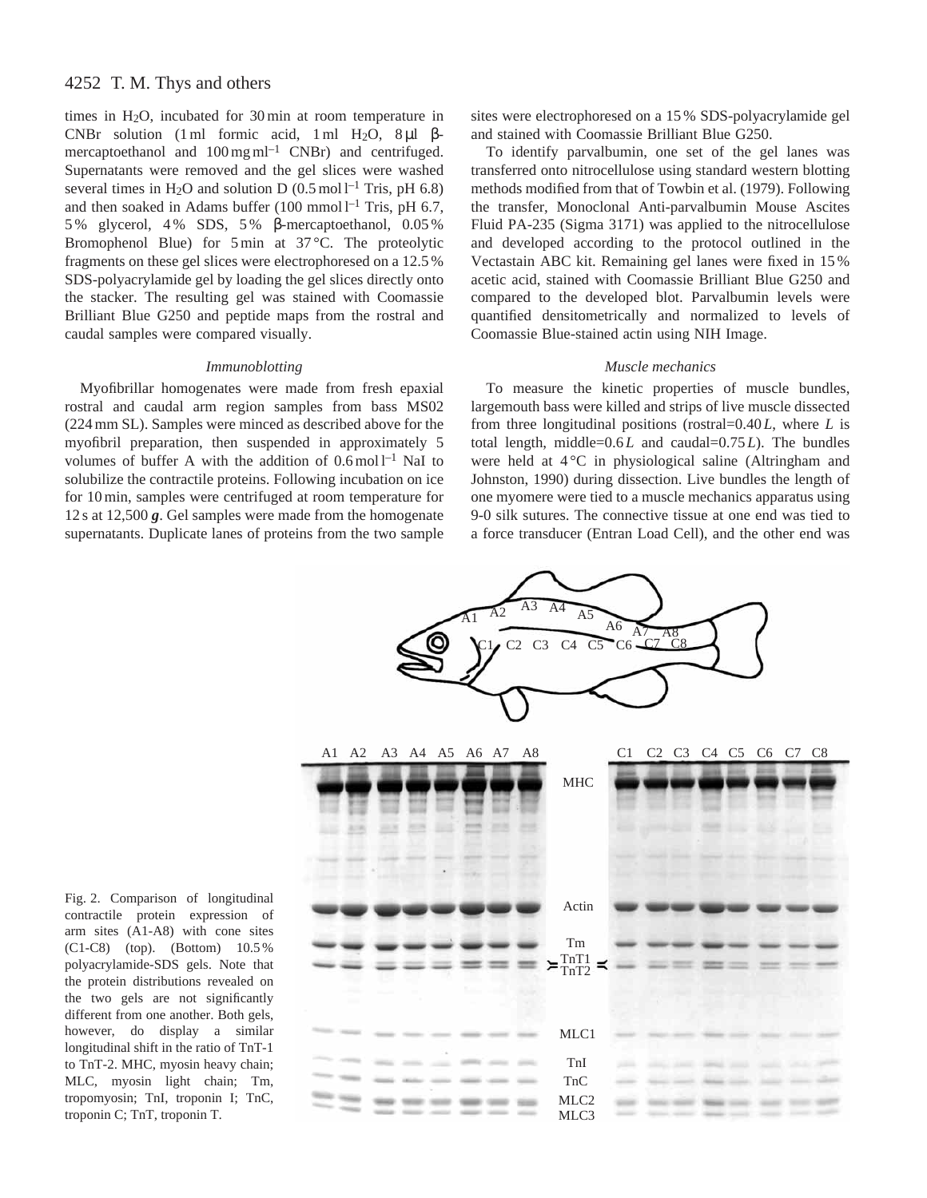times in $H_2O$, incubated for 30 min at room temperature in CNBr solution (1 ml formic acid, 1 ml $H_2O$, 8 μl β-mercaptoethanol and 100 mg ml$^{-1}$ CNBr) and centrifuged. Supernatants were removed and the gel slices were washed several times in $H_2O$ and solution D (0.5 mol l$^{-1}$ Tris, pH 6.8) and then soaked in Adams buffer (100 mmol l$^{-1}$ Tris, pH 6.7, 5 % glycerol, 4 % SDS, 5 % β-mercaptoethanol, 0.05 % Bromophenol Blue) for 5 min at 37 °C. The proteolytic fragments on these gel slices were electrophoresed on a 12.5 % SDS-polyacrylamide gel by loading the gel slices directly onto the stacker. The resulting gel was stained with Coomassie Brilliant Blue G250 and peptide maps from the rostral and caudal samples were compared visually.

### *Immunoblotting*

Myofibrillar homogenates were made from fresh epaxial rostral and caudal arm region samples from bass MS02 (224 mm SL). Samples were minced as described above for the myofibril preparation, then suspended in approximately 5 volumes of buffer A with the addition of 0.6 mol l$^{-1}$ NaI to solubilize the contractile proteins. Following incubation on ice for 10 min, samples were centrifuged at room temperature for 12 s at 12,500 ***g***. Gel samples were made from the homogenate supernatants. Duplicate lanes of proteins from the two sample sites were electrophoresed on a 15 % SDS-polyacrylamide gel and stained with Coomassie Brilliant Blue G250.

To identify parvalbumin, one set of the gel lanes was transferred onto nitrocellulose using standard western blotting methods modified from that of Towbin et al. (1979). Following the transfer, Monoclonal Anti-parvalbumin Mouse Ascites Fluid PA-235 (Sigma 3171) was applied to the nitrocellulose and developed according to the protocol outlined in the Vectastain ABC kit. Remaining gel lanes were fixed in 15 % acetic acid, stained with Coomassie Brilliant Blue G250 and compared to the developed blot. Parvalbumin levels were quantified densitometrically and normalized to levels of Coomassie Blue-stained actin using NIH Image.

### *Muscle mechanics*

To measure the kinetic properties of muscle bundles, largemouth bass were killed and strips of live muscle dissected from three longitudinal positions (rostral=0.40 $L$, where $L$ is total length, middle=0.6 $L$ and caudal=0.75 $L$). The bundles were held at 4 °C in physiological saline (Altringham and Johnston, 1990) during dissection. Live bundles the length of one myomere were tied to a muscle mechanics apparatus using 9-0 silk sutures. The connective tissue at one end was tied to a force transducer (Entran Load Cell), and the other end was

Fig. 2. Comparison of longitudinal contractile protein expression of arm sites (A1-A8) with cone sites (C1-C8) (top). (Bottom) 10.5 % polyacrylamide-SDS gels. Note that the protein distributions revealed on the two gels are not significantly different from one another. Both gels, however, do display a similar longitudinal shift in the ratio of TnT-1 to TnT-2. MHC, myosin heavy chain; MLC, myosin light chain; Tm, tropomyosin; TnI, troponin I; TnC, troponin C; TnT, troponin T.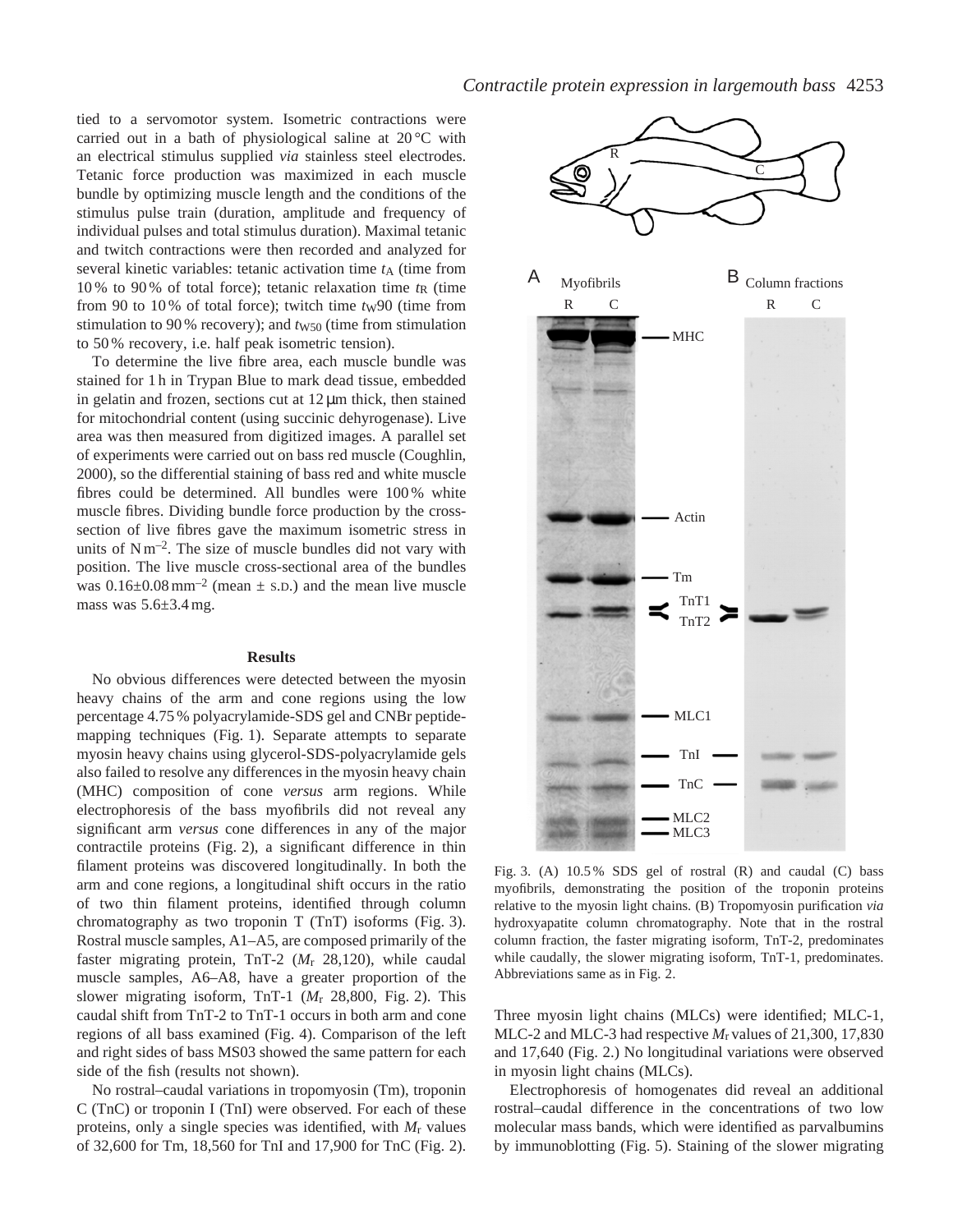tied to a servomotor system. Isometric contractions were carried out in a bath of physiological saline at 20 °C with an electrical stimulus supplied *via* stainless steel electrodes. Tetanic force production was maximized in each muscle bundle by optimizing muscle length and the conditions of the stimulus pulse train (duration, amplitude and frequency of individual pulses and total stimulus duration). Maximal tetanic and twitch contractions were then recorded and analyzed for several kinetic variables: tetanic activation time $t_A$ (time from 10 % to 90 % of total force); tetanic relaxation time $t_R$ (time from 90 to 10 % of total force); twitch time $t_W90$ (time from stimulation to 90 % recovery); and $t_{W50}$ (time from stimulation to 50 % recovery, i.e. half peak isometric tension).

To determine the live fibre area, each muscle bundle was stained for 1 h in Trypan Blue to mark dead tissue, embedded in gelatin and frozen, sections cut at 12 µm thick, then stained for mitochondrial content (using succinic dehyrogenase). Live area was then measured from digitized images. A parallel set of experiments were carried out on bass red muscle (Coughlin, 2000), so the differential staining of bass red and white muscle fibres could be determined. All bundles were 100 % white muscle fibres. Dividing bundle force production by the cross-section of live fibres gave the maximum isometric stress in units of $N\,m^{-2}$. The size of muscle bundles did not vary with position. The live muscle cross-sectional area of the bundles was $0.16\pm0.08\,mm^{-2}$ (mean ± S.D.) and the mean live muscle mass was $5.6\pm3.4$ mg.

## Results

No obvious differences were detected between the myosin heavy chains of the arm and cone regions using the low percentage 4.75 % polyacrylamide-SDS gel and CNBr peptide-mapping techniques (Fig. 1). Separate attempts to separate myosin heavy chains using glycerol-SDS-polyacrylamide gels also failed to resolve any differences in the myosin heavy chain (MHC) composition of cone *versus* arm regions. While electrophoresis of the bass myofibrils did not reveal any significant arm *versus* cone differences in any of the major contractile proteins (Fig. 2), a significant difference in thin filament proteins was discovered longitudinally. In both the arm and cone regions, a longitudinal shift occurs in the ratio of two thin filament proteins, identified through column chromatography as two troponin T (TnT) isoforms (Fig. 3). Rostral muscle samples, A1–A5, are composed primarily of the faster migrating protein, TnT-2 ($M_r$ 28,120), while caudal muscle samples, A6–A8, have a greater proportion of the slower migrating isoform, TnT-1 ($M_r$ 28,800, Fig. 2). This caudal shift from TnT-2 to TnT-1 occurs in both arm and cone regions of all bass examined (Fig. 4). Comparison of the left and right sides of bass MS03 showed the same pattern for each side of the fish (results not shown).

No rostral–caudal variations in tropomyosin (Tm), troponin C (TnC) or troponin I (TnI) were observed. For each of these proteins, only a single species was identified, with $M_r$ values of 32,600 for Tm, 18,560 for TnI and 17,900 for TnC (Fig. 2).

Fig. 3. (A) 10.5 % SDS gel of rostral (R) and caudal (C) bass myofibrils, demonstrating the position of the troponin proteins relative to the myosin light chains. (B) Tropomyosin purification *via* hydroxyapatite column chromatography. Note that in the rostral column fraction, the faster migrating isoform, TnT-2, predominates while caudally, the slower migrating isoform, TnT-1, predominates. Abbreviations same as in Fig. 2.

Three myosin light chains (MLCs) were identified; MLC-1, MLC-2 and MLC-3 had respective $M_r$ values of 21,300, 17,830 and 17,640 (Fig. 2.) No longitudinal variations were observed in myosin light chains (MLCs).

Electrophoresis of homogenates did reveal an additional rostral–caudal difference in the concentrations of two low molecular mass bands, which were identified as parvalbumins by immunoblotting (Fig. 5). Staining of the slower migrating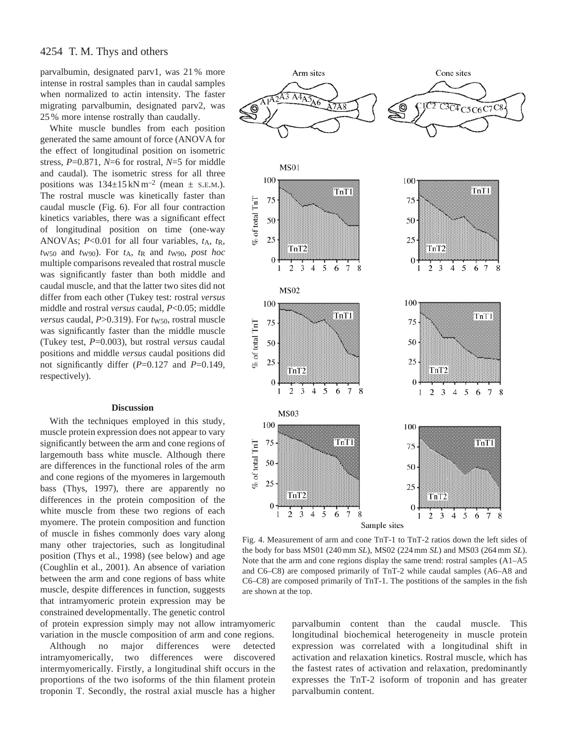parvalbumin, designated parv1, was 21% more intense in rostral samples than in caudal samples when normalized to actin intensity. The faster migrating parvalbumin, designated parv2, was 25% more intense rostrally than caudally.

White muscle bundles from each position generated the same amount of force (ANOVA for the effect of longitudinal position on isometric stress, $P=0.871$, $N=6$ for rostral, $N=5$ for middle and caudal). The isometric stress for all three positions was $134\pm15\,\mathrm{kN\,m^{-2}}$ (mean ± S.E.M.). The rostral muscle was kinetically faster than caudal muscle (Fig. 6). For all four contraction kinetics variables, there was a significant effect of longitudinal position on time (one-way ANOVAs; $P<0.01$ for all four variables, $t_A$, $t_R$, $t_{W50}$ and $t_{W90}$). For $t_A$, $t_R$ and $t_{W90}$, *post hoc* multiple comparisons revealed that rostral muscle was significantly faster than both middle and caudal muscle, and that the latter two sites did not differ from each other (Tukey test: rostral *versus* middle and rostral *versus* caudal, $P<0.05$; middle *versus* caudal, $P>0.319$). For $t_{W50}$, rostral muscle was significantly faster than the middle muscle (Tukey test, $P=0.003$), but rostral *versus* caudal positions and middle *versus* caudal positions did not significantly differ ($P=0.127$ and $P=0.149$, respectively).

Fig. 4. Measurement of arm and cone TnT-1 to TnT-2 ratios down the left sides of the body for bass MS01 (240 mm *SL*), MS02 (224 mm *SL*) and MS03 (264 mm *SL*). Note that the arm and cone regions display the same trend: rostral samples (A1–A5 and C6–C8) are composed primarily of TnT-2 while caudal samples (A6–A8 and C6–C8) are composed primarily of TnT-1. The postitions of the samples in the fish are shown at the top.

## Discussion

With the techniques employed in this study, muscle protein expression does not appear to vary significantly between the arm and cone regions of largemouth bass white muscle. Although there are differences in the functional roles of the arm and cone regions of the myomeres in largemouth bass (Thys, 1997), there are apparently no differences in the protein composition of the white muscle from these two regions of each myomere. The protein composition and function of muscle in fishes commonly does vary along many other trajectories, such as longitudinal position (Thys et al., 1998) (see below) and age (Coughlin et al., 2001). An absence of variation between the arm and cone regions of bass white muscle, despite differences in function, suggests that intramyomeric protein expression may be constrained developmentally. The genetic control of protein expression simply may not allow intramyomeric variation in the muscle composition of arm and cone regions.

Although no major differences were detected intramyomerically, two differences were discovered intermyomerically. Firstly, a longitudinal shift occurs in the proportions of the two isoforms of the thin filament protein troponin T. Secondly, the rostral axial muscle has a higher parvalbumin content than the caudal muscle. This longitudinal biochemical heterogeneity in muscle protein expression was correlated with a longitudinal shift in activation and relaxation kinetics. Rostral muscle, which has the fastest rates of activation and relaxation, predominantly expresses the TnT-2 isoform of troponin and has greater parvalbumin content.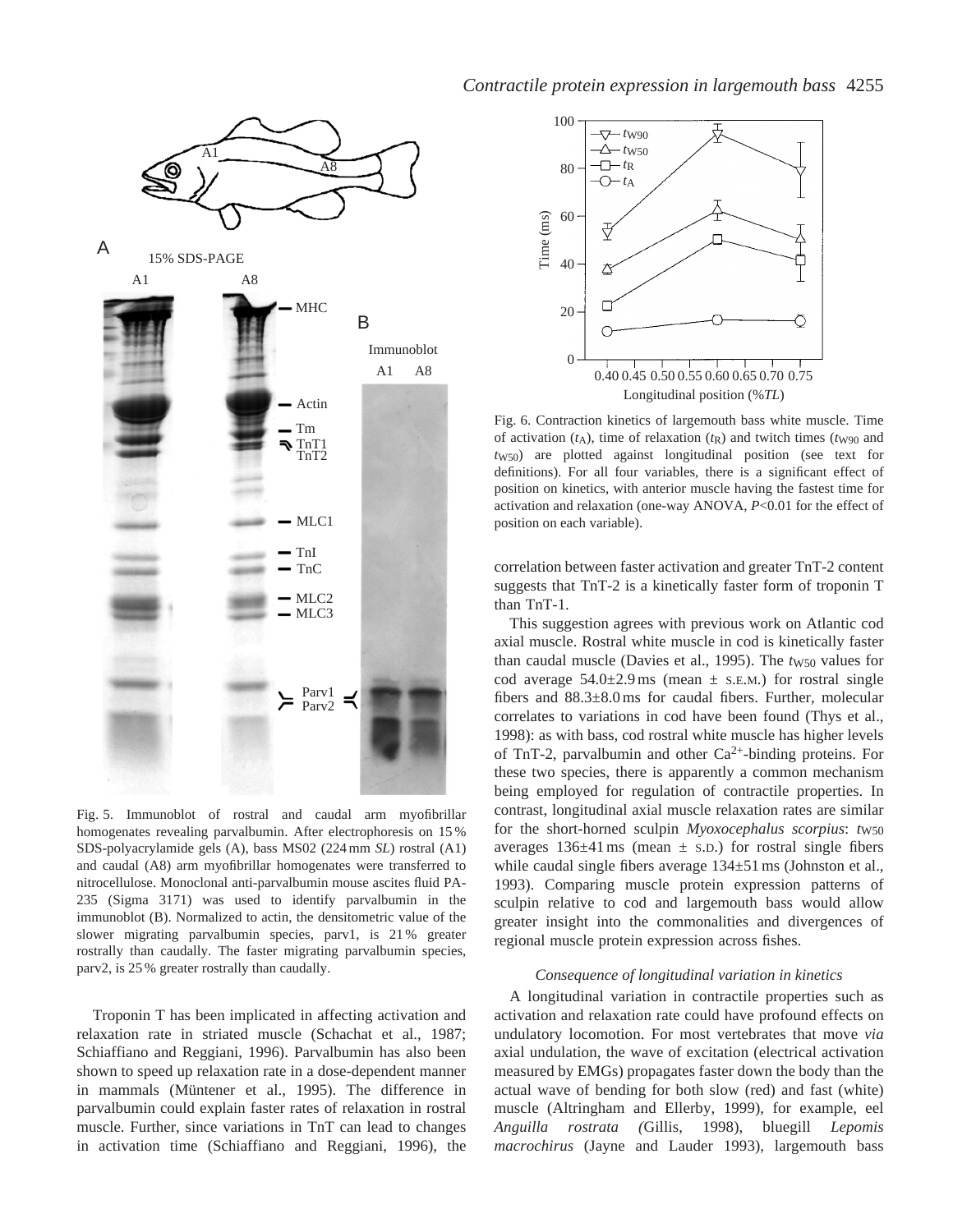Fig. 5. Immunoblot of rostral and caudal arm myofibrillar homogenates revealing parvalbumin. After electrophoresis on 15 % SDS-polyacrylamide gels (A), bass MS02 (224 mm *SL*) rostral (A1) and caudal (A8) arm myofibrillar homogenates were transferred to nitrocellulose. Monoclonal anti-parvalbumin mouse ascites fluid PA-235 (Sigma 3171) was used to identify parvalbumin in the immunoblot (B). Normalized to actin, the densitometric value of the slower migrating parvalbumin species, parv1, is 21 % greater rostrally than caudally. The faster migrating parvalbumin species, parv2, is 25 % greater rostrally than caudally.

Troponin T has been implicated in affecting activation and relaxation rate in striated muscle (Schachat et al., 1987; Schiaffiano and Reggiani, 1996). Parvalbumin has also been shown to speed up relaxation rate in a dose-dependent manner in mammals (Müntener et al., 1995). The difference in parvalbumin could explain faster rates of relaxation in rostral muscle. Further, since variations in TnT can lead to changes in activation time (Schiaffiano and Reggiani, 1996), the correlation between faster activation and greater TnT-2 content suggests that TnT-2 is a kinetically faster form of troponin T than TnT-1.

Fig. 6. Contraction kinetics of largemouth bass white muscle. Time of activation ($t_A$), time of relaxation ($t_R$) and twitch times ($t_{W90}$ and $t_{W50}$) are plotted against longitudinal position (see text for definitions). For all four variables, there is a significant effect of position on kinetics, with anterior muscle having the fastest time for activation and relaxation (one-way ANOVA, $P<0.01$ for the effect of position on each variable).

This suggestion agrees with previous work on Atlantic cod axial muscle. Rostral white muscle in cod is kinetically faster than caudal muscle (Davies et al., 1995). The $t_{W50}$ values for cod average 54.0±2.9 ms (mean ± S.E.M.) for rostral single fibers and 88.3±8.0 ms for caudal fibers. Further, molecular correlates to variations in cod have been found (Thys et al., 1998): as with bass, cod rostral white muscle has higher levels of TnT-2, parvalbumin and other $Ca^{2+}$-binding proteins. For these two species, there is apparently a common mechanism being employed for regulation of contractile properties. In contrast, longitudinal axial muscle relaxation rates are similar for the short-horned sculpin *Myoxocephalus scorpius*: $t_{W50}$ averages 136±41 ms (mean ± S.D.) for rostral single fibers while caudal single fibers average 134±51 ms (Johnston et al., 1993). Comparing muscle protein expression patterns of sculpin relative to cod and largemouth bass would allow greater insight into the commonalities and divergences of regional muscle protein expression across fishes.

### *Consequence of longitudinal variation in kinetics*

A longitudinal variation in contractile properties such as activation and relaxation rate could have profound effects on undulatory locomotion. For most vertebrates that move *via* axial undulation, the wave of excitation (electrical activation measured by EMGs) propagates faster down the body than the actual wave of bending for both slow (red) and fast (white) muscle (Altringham and Ellerby, 1999), for example, eel *Anguilla rostrata* (Gillis, 1998), bluegill *Lepomis macrochirus* (Jayne and Lauder 1993), largemouth bass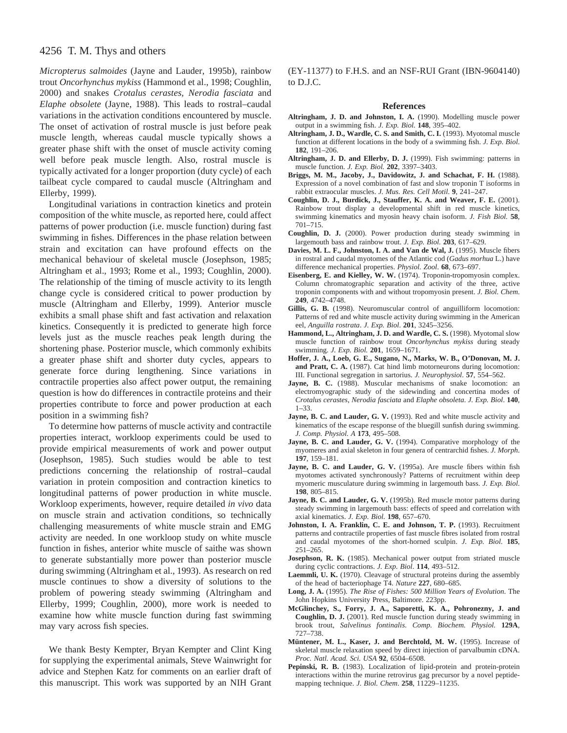*Micropterus salmoides* (Jayne and Lauder, 1995b), rainbow trout *Oncorhynchus mykiss* (Hammond et al., 1998; Coughlin, 2000) and snakes *Crotalus cerastes*, *Nerodia fasciata* and *Elaphe obsolete* (Jayne, 1988). This leads to rostral–caudal variations in the activation conditions encountered by muscle. The onset of activation of rostral muscle is just before peak muscle length, whereas caudal muscle typically shows a greater phase shift with the onset of muscle activity coming well before peak muscle length. Also, rostral muscle is typically activated for a longer proportion (duty cycle) of each tailbeat cycle compared to caudal muscle (Altringham and Ellerby, 1999).

Longitudinal variations in contraction kinetics and protein composition of the white muscle, as reported here, could affect patterns of power production (i.e. muscle function) during fast swimming in fishes. Differences in the phase relation between strain and excitation can have profound effects on the mechanical behaviour of skeletal muscle (Josephson, 1985; Altringham et al., 1993; Rome et al., 1993; Coughlin, 2000). The relationship of the timing of muscle activity to its length change cycle is considered critical to power production by muscle (Altringham and Ellerby, 1999). Anterior muscle exhibits a small phase shift and fast activation and relaxation kinetics. Consequently it is predicted to generate high force levels just as the muscle reaches peak length during the shortening phase. Posterior muscle, which commonly exhibits a greater phase shift and shorter duty cycles, appears to generate force during lengthening. Since variations in contractile properties also affect power output, the remaining question is how do differences in contractile proteins and their properties contribute to force and power production at each position in a swimming fish?

To determine how patterns of muscle activity and contractile properties interact, workloop experiments could be used to provide empirical measurements of work and power output (Josephson, 1985). Such studies would be able to test predictions concerning the relationship of rostral–caudal variation in protein composition and contraction kinetics to longitudinal patterns of power production in white muscle. Workloop experiments, however, require detailed *in vivo* data on muscle strain and activation conditions, so technically challenging measurements of white muscle strain and EMG activity are needed. In one workloop study on white muscle function in fishes, anterior white muscle of saithe was shown to generate substantially more power than posterior muscle during swimming (Altringham et al., 1993). As research on red muscle continues to show a diversity of solutions to the problem of powering steady swimming (Altringham and Ellerby, 1999; Coughlin, 2000), more work is needed to examine how white muscle function during fast swimming may vary across fish species.

We thank Besty Kempter, Bryan Kempter and Clint King for supplying the experimental animals, Steve Wainwright for advice and Stephen Katz for comments on an earlier draft of this manuscript. This work was supported by an NIH Grant (EY-11377) to F.H.S. and an NSF-RUI Grant (IBN-9604140) to D.J.C.

## References

**Altringham, J. D. and Johnston, I. A.** (1990). Modelling muscle power output in a swimming fish. *J. Exp. Biol.* **148**, 395–402.

**Altringham, J. D., Wardle, C. S. and Smith, C. I.** (1993). Myotomal muscle function at different locations in the body of a swimming fish. *J. Exp. Biol.* **182**, 191–206.

**Altringham, J. D. and Ellerby, D. J.** (1999). Fish swimming: patterns in muscle function. *J. Exp. Biol.* **202**, 3397–3403.

**Briggs, M. M., Jacoby, J., Davidowitz, J. and Schachat, F. H.** (1988). Expression of a novel combination of fast and slow troponin T isoforms in rabbit extraocular muscles. *J. Mus. Res. Cell Motil.* **9**, 241–247.

**Coughlin, D. J., Burdick, J., Stauffer, K. A. and Weaver, F. E.** (2001). Rainbow trout display a developmental shift in red muscle kinetics, swimming kinematics and myosin heavy chain isoform. *J. Fish Biol.* **58**, 701–715.

**Coughlin, D. J.** (2000). Power production during steady swimming in largemouth bass and rainbow trout. *J. Exp. Biol.* **203**, 617–629.

**Davies, M. L. F., Johnston, I. A. and Van de Wal, J.** (1995). Muscle fibers in rostral and caudal myotomes of the Atlantic cod (*Gadus morhua* L.) have difference mechanical properties. *Physiol. Zool.* **68**, 673–697.

**Eisenberg, E. and Kielley, W. W.** (1974). Troponin-tropomyosin complex. Column chromatographic separation and activity of the three, active troponin components with and without tropomyosin present. *J. Biol. Chem.* **249**, 4742–4748.

**Gillis, G. B.** (1998). Neuromuscular control of anguilliform locomotion: Patterns of red and white muscle activity during swimming in the American eel, *Anguilla rostrata*. *J. Exp. Biol.* **201**, 3245–3256.

**Hammond, L., Altringham, J. D. and Wardle, C. S.** (1998). Myotomal slow muscle function of rainbow trout *Oncorhynchus mykiss* during steady swimming. *J. Exp. Biol.* **201**, 1659–1671.

**Hoffer, J. A., Loeb, G. E., Sugano, N., Marks, W. B., O'Donovan, M. J. and Pratt, C. A.** (1987). Cat hind limb motorneurons during locomotion: III. Functional segregation in sartorius. *J. Neurophysiol.* **57**, 554–562.

**Jayne, B. C.** (1988). Muscular mechanisms of snake locomotion: an electromyographic study of the sidewinding and concertina modes of *Crotalus cerastes*, *Nerodia fasciata* and *Elaphe obsoleta*. *J. Exp. Biol.* **140**, 1–33.

**Jayne, B. C. and Lauder, G. V.** (1993). Red and white muscle activity and kinematics of the escape response of the bluegill sunfish during swimming. *J. Comp. Physiol. A* **173**, 495–508.

**Jayne, B. C. and Lauder, G. V.** (1994). Comparative morphology of the myomeres and axial skeleton in four genera of centrarchid fishes. *J. Morph.* **197**, 159–181.

**Jayne, B. C. and Lauder, G. V.** (1995a). Are muscle fibers within fish myotomes activated synchronously? Patterns of recruitment within deep myomeric musculature during swimming in largemouth bass. *J. Exp. Biol.* **198**, 805–815.

**Jayne, B. C. and Lauder, G. V.** (1995b). Red muscle motor patterns during steady swimming in largemouth bass: effects of speed and correlation with axial kinematics. *J. Exp. Biol.* **198**, 657–670.

**Johnston, I. A. Franklin, C. E. and Johnson, T. P.** (1993). Recruitment patterns and contractile properties of fast muscle fibres isolated from rostral and caudal myotomes of the short-horned sculpin. *J. Exp. Biol.* **185**, 251–265.

**Josephson, R. K.** (1985). Mechanical power output from striated muscle during cyclic contractions. *J. Exp. Biol.* **114**, 493–512.

**Laemmli, U. K.** (1970). Cleavage of structural proteins during the assembly of the head of bacteriophage T4. *Nature* **227**, 680–685.

**Long, J. A.** (1995). *The Rise of Fishes: 500 Million Years of Evolution*. The John Hopkins University Press, Baltimore. 223pp.

**McGlinchey, S., Forry, J. A., Saporetti, K. A., Pohronezny, J. and Coughlin, D. J.** (2001). Red muscle function during steady swimming in brook trout, *Salvelinus fontinalis*. *Comp. Biochem. Physiol.* **129A**, 727–738.

**Müntener, M. L., Kaser, J. and Berchtold, M. W.** (1995). Increase of skeletal muscle relaxation speed by direct injection of parvalbumin cDNA. *Proc. Natl. Acad. Sci. USA* **92**, 6504–6508.

**Pepinski, R. B.** (1983). Localization of lipid-protein and protein-protein interactions within the murine retrovirus gag precursor by a novel peptide-mapping technique. *J. Biol. Chem.* **258**, 11229–11235.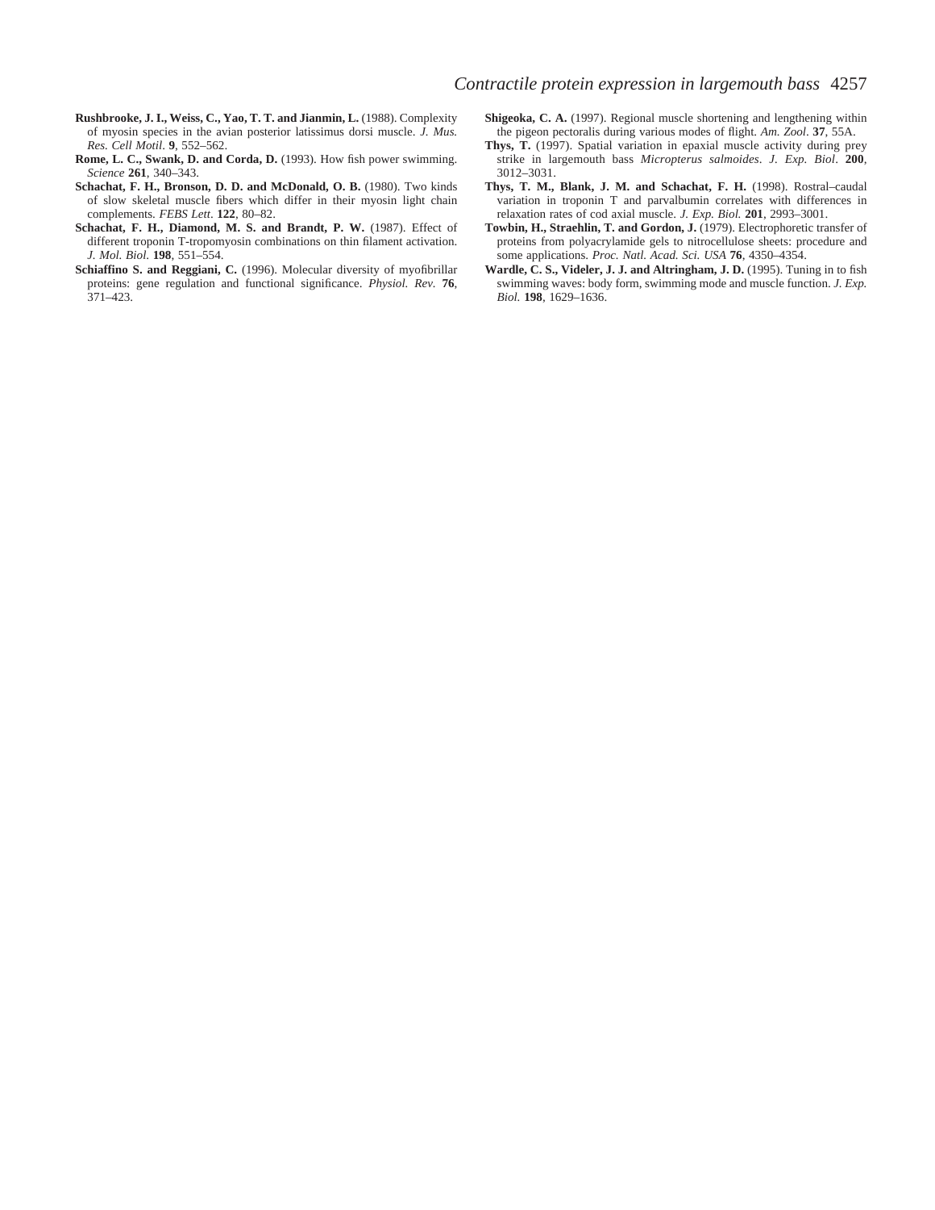**Rushbrooke, J. I., Weiss, C., Yao, T. T. and Jianmin, L.** (1988). Complexity of myosin species in the avian posterior latissimus dorsi muscle. *J. Mus. Res. Cell Motil*. **9**, 552–562.

**Rome, L. C., Swank, D. and Corda, D.** (1993). How fish power swimming. *Science* **261**, 340–343.

**Schachat, F. H., Bronson, D. D. and McDonald, O. B.** (1980). Two kinds of slow skeletal muscle fibers which differ in their myosin light chain complements. *FEBS Lett*. **122**, 80–82.

**Schachat, F. H., Diamond, M. S. and Brandt, P. W.** (1987). Effect of different troponin T-tropomyosin combinations on thin filament activation. *J. Mol. Biol.* **198**, 551–554.

**Schiaffino S. and Reggiani, C.** (1996). Molecular diversity of myofibrillar proteins: gene regulation and functional significance. *Physiol. Rev.* **76**, 371–423.

**Shigeoka, C. A.** (1997). Regional muscle shortening and lengthening within the pigeon pectoralis during various modes of flight. *Am. Zool*. **37**, 55A.

**Thys, T.** (1997). Spatial variation in epaxial muscle activity during prey strike in largemouth bass *Micropterus salmoides*. *J. Exp. Biol*. **200**, 3012–3031.

**Thys, T. M., Blank, J. M. and Schachat, F. H.** (1998). Rostral–caudal variation in troponin T and parvalbumin correlates with differences in relaxation rates of cod axial muscle. *J. Exp. Biol.* **201**, 2993–3001.

**Towbin, H., Straehlin, T. and Gordon, J.** (1979). Electrophoretic transfer of proteins from polyacrylamide gels to nitrocellulose sheets: procedure and some applications. *Proc. Natl. Acad. Sci. USA* **76**, 4350–4354.

**Wardle, C. S., Videler, J. J. and Altringham, J. D.** (1995). Tuning in to fish swimming waves: body form, swimming mode and muscle function. *J. Exp. Biol.* **198**, 1629–1636.